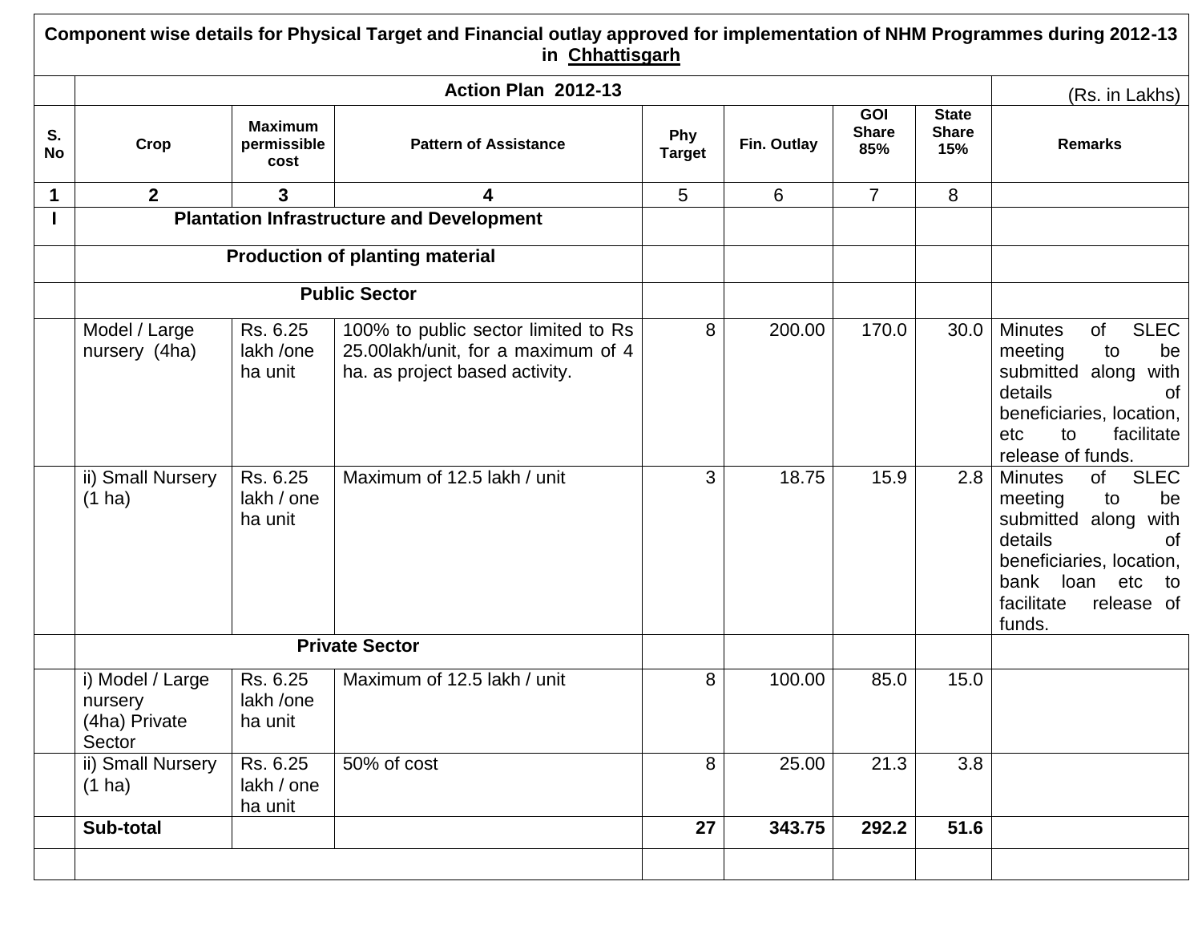**Component wise details for Physical Target and Financial outlay approved for implementation of NHM Programmes during 2012-13 in Chhattisgarh**

| | Action Plan 2012-13 | | | | | | | (Rs. in Lakhs) |
|---|---|---|---|---|---|---|---|---|
| S. No | Crop | Maximum permissible cost | Pattern of Assistance | Phy Target | Fin. Outlay | GOI Share 85% | State Share 15% | Remarks |
| 1 | 2 | 3 | 4 | 5 | 6 | 7 | 8 | |
| I | Plantation Infrastructure and Development | | | | | | | |
| | Production of planting material | | | | | | | |
| | Public Sector | | | | | | | |
| | Model / Large nursery (4ha) | Rs. 6.25 lakh /one ha unit | 100% to public sector limited to Rs 25.00lakh/unit, for a maximum of 4 ha. as project based activity. | 8 | 200.00 | 170.0 | 30.0 | Minutes of SLEC meeting to be submitted along with details of beneficiaries, location, etc to facilitate release of funds. |
| | ii) Small Nursery (1 ha) | Rs. 6.25 lakh / one ha unit | Maximum of 12.5 lakh / unit | 3 | 18.75 | 15.9 | 2.8 | Minutes of SLEC meeting to be submitted along with details of beneficiaries, location, bank loan etc to facilitate release of funds. |
| | Private Sector | | | | | | | |
| | i) Model / Large nursery (4ha) Private Sector | Rs. 6.25 lakh /one ha unit | Maximum of 12.5 lakh / unit | 8 | 100.00 | 85.0 | 15.0 | |
| | ii) Small Nursery (1 ha) | Rs. 6.25 lakh / one ha unit | 50% of cost | 8 | 25.00 | 21.3 | 3.8 | |
| | **Sub-total** | | | **27** | **343.75** | **292.2** | **51.6** | |
| | | | | | | | | |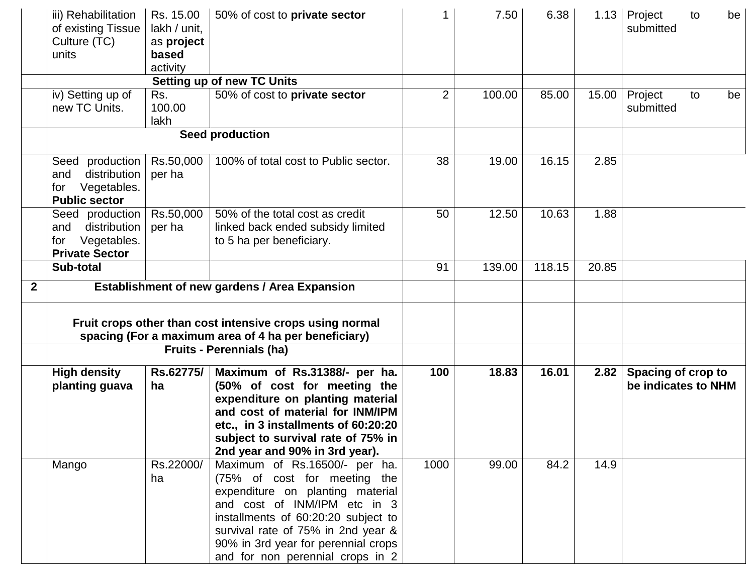| | | | | | | | | |
|---|---|---|---|---|---|---|---|---|
| | iii) Rehabilitation of existing Tissue Culture (TC) units | Rs. 15.00 lakh / unit, as **project based** activity | 50% of cost to **private sector** | 1 | 7.50 | 6.38 | 1.13 | Project to be submitted |
| | **Setting up of new TC Units** | | | | | | | |
| | iv) Setting up of new TC Units. | Rs. 100.00 lakh | 50% of cost to **private sector** | 2 | 100.00 | 85.00 | 15.00 | Project to be submitted |
| | **Seed production** | | | | | | | |
| | Seed production and distribution for Vegetables. **Public sector** | Rs.50,000 per ha | 100% of total cost to Public sector. | 38 | 19.00 | 16.15 | 2.85 | |
| | Seed production and distribution for Vegetables. **Private Sector** | Rs.50,000 per ha | 50% of the total cost as credit linked back ended subsidy limited to 5 ha per beneficiary. | 50 | 12.50 | 10.63 | 1.88 | |
| | **Sub-total** | | | 91 | 139.00 | 118.15 | 20.85 | |
| **2** | **Establishment of new gardens / Area Expansion** | | | | | | | |
| | **Fruit crops other than cost intensive crops using normal spacing (For a maximum area of 4 ha per beneficiary)** | | | | | | | |
| | **Fruits - Perennials (ha)** | | | | | | | |
| | **High density planting guava** | **Rs.62775/ ha** | **Maximum of Rs.31388/- per ha. (50% of cost for meeting the expenditure on planting material and cost of material for INM/IPM etc., in 3 installments of 60:20:20 subject to survival rate of 75% in 2nd year and 90% in 3rd year).** | **100** | **18.83** | **16.01** | **2.82** | **Spacing of crop to be indicates to NHM** |
| | Mango | Rs.22000/ ha | Maximum of Rs.16500/- per ha. (75% of cost for meeting the expenditure on planting material and cost of INM/IPM etc in 3 installments of 60:20:20 subject to survival rate of 75% in 2nd year & 90% in 3rd year for perennial crops and for non perennial crops in 2 | 1000 | 99.00 | 84.2 | 14.9 | |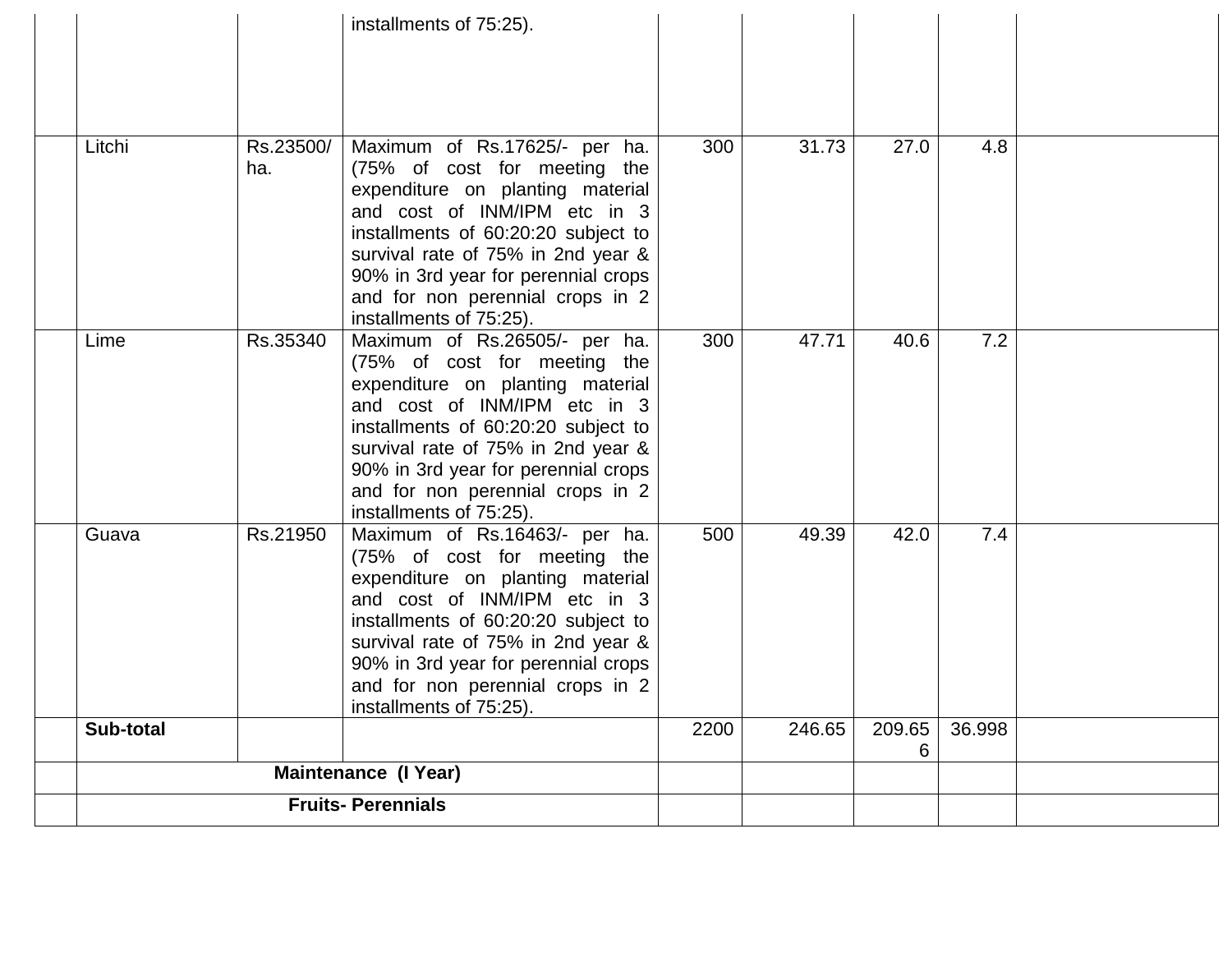| | | | | | | | | |
|---|---|---|---|---|---|---|---|---|
| | | | installments of 75:25). | | | | | |
| | Litchi | Rs.23500/ ha. | Maximum of Rs.17625/- per ha. (75% of cost for meeting the expenditure on planting material and cost of INM/IPM etc in 3 installments of 60:20:20 subject to survival rate of 75% in 2nd year & 90% in 3rd year for perennial crops and for non perennial crops in 2 installments of 75:25). | 300 | 31.73 | 27.0 | 4.8 | |
| | Lime | Rs.35340 | Maximum of Rs.26505/- per ha. (75% of cost for meeting the expenditure on planting material and cost of INM/IPM etc in 3 installments of 60:20:20 subject to survival rate of 75% in 2nd year & 90% in 3rd year for perennial crops and for non perennial crops in 2 installments of 75:25). | 300 | 47.71 | 40.6 | 7.2 | |
| | Guava | Rs.21950 | Maximum of Rs.16463/- per ha. (75% of cost for meeting the expenditure on planting material and cost of INM/IPM etc in 3 installments of 60:20:20 subject to survival rate of 75% in 2nd year & 90% in 3rd year for perennial crops and for non perennial crops in 2 installments of 75:25). | 500 | 49.39 | 42.0 | 7.4 | |
| | **Sub-total** | | | 2200 | 246.65 | 209.656 | 36.998 | |
| | **Maintenance (I Year)** | | | | | | | |
| | **Fruits- Perennials** | | | | | | | |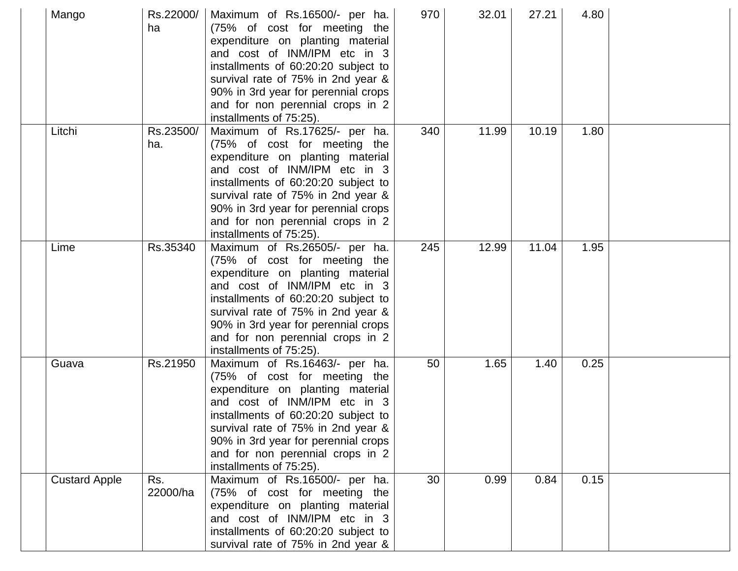| | | | | | | | | |
|---|---|---|---|---|---|---|---|---|
| | Mango | Rs.22000/ha | Maximum of Rs.16500/- per ha. (75% of cost for meeting the expenditure on planting material and cost of INM/IPM etc in 3 installments of 60:20:20 subject to survival rate of 75% in 2nd year & 90% in 3rd year for perennial crops and for non perennial crops in 2 installments of 75:25). | 970 | 32.01 | 27.21 | 4.80 | |
| | Litchi | Rs.23500/ha. | Maximum of Rs.17625/- per ha. (75% of cost for meeting the expenditure on planting material and cost of INM/IPM etc in 3 installments of 60:20:20 subject to survival rate of 75% in 2nd year & 90% in 3rd year for perennial crops and for non perennial crops in 2 installments of 75:25). | 340 | 11.99 | 10.19 | 1.80 | |
| | Lime | Rs.35340 | Maximum of Rs.26505/- per ha. (75% of cost for meeting the expenditure on planting material and cost of INM/IPM etc in 3 installments of 60:20:20 subject to survival rate of 75% in 2nd year & 90% in 3rd year for perennial crops and for non perennial crops in 2 installments of 75:25). | 245 | 12.99 | 11.04 | 1.95 | |
| | Guava | Rs.21950 | Maximum of Rs.16463/- per ha. (75% of cost for meeting the expenditure on planting material and cost of INM/IPM etc in 3 installments of 60:20:20 subject to survival rate of 75% in 2nd year & 90% in 3rd year for perennial crops and for non perennial crops in 2 installments of 75:25). | 50 | 1.65 | 1.40 | 0.25 | |
| | Custard Apple | Rs. 22000/ha | Maximum of Rs.16500/- per ha. (75% of cost for meeting the expenditure on planting material and cost of INM/IPM etc in 3 installments of 60:20:20 subject to survival rate of 75% in 2nd year & | 30 | 0.99 | 0.84 | 0.15 | |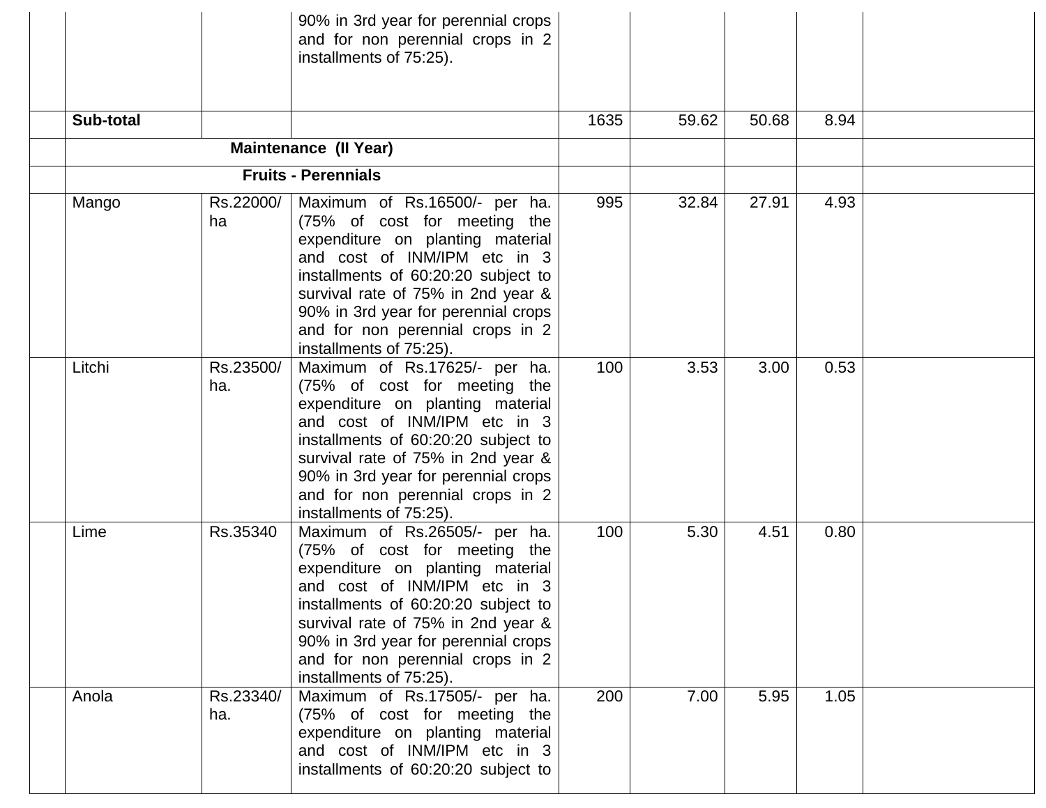| | | | | | | | | |
|---|---|---|---|---|---|---|---|---|
| | | | 90% in 3rd year for perennial crops and for non perennial crops in 2 installments of 75:25). | | | | | |
| | **Sub-total** | | | 1635 | 59.62 | 50.68 | 8.94 | |
| | **Maintenance (II Year)** | | | | | | | |
| | **Fruits - Perennials** | | | | | | | |
| | Mango | Rs.22000/ha | Maximum of Rs.16500/- per ha. (75% of cost for meeting the expenditure on planting material and cost of INM/IPM etc in 3 installments of 60:20:20 subject to survival rate of 75% in 2nd year & 90% in 3rd year for perennial crops and for non perennial crops in 2 installments of 75:25). | 995 | 32.84 | 27.91 | 4.93 | |
| | Litchi | Rs.23500/ha. | Maximum of Rs.17625/- per ha. (75% of cost for meeting the expenditure on planting material and cost of INM/IPM etc in 3 installments of 60:20:20 subject to survival rate of 75% in 2nd year & 90% in 3rd year for perennial crops and for non perennial crops in 2 installments of 75:25). | 100 | 3.53 | 3.00 | 0.53 | |
| | Lime | Rs.35340 | Maximum of Rs.26505/- per ha. (75% of cost for meeting the expenditure on planting material and cost of INM/IPM etc in 3 installments of 60:20:20 subject to survival rate of 75% in 2nd year & 90% in 3rd year for perennial crops and for non perennial crops in 2 installments of 75:25). | 100 | 5.30 | 4.51 | 0.80 | |
| | Anola | Rs.23340/ha. | Maximum of Rs.17505/- per ha. (75% of cost for meeting the expenditure on planting material and cost of INM/IPM etc in 3 installments of 60:20:20 subject to | 200 | 7.00 | 5.95 | 1.05 | |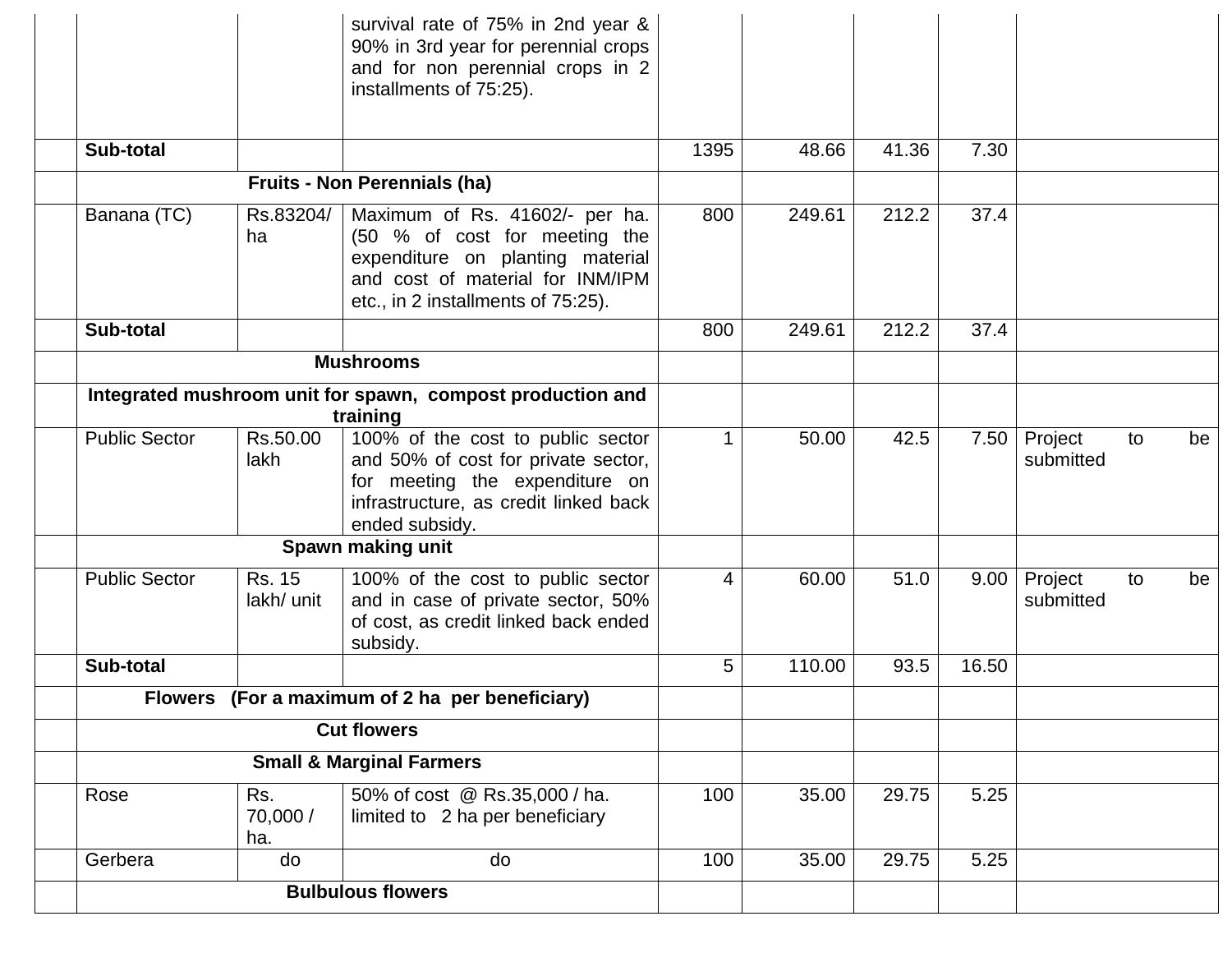| | | | | | | | | |
|---|---|---|---|---|---|---|---|---|
| | | | survival rate of 75% in 2nd year & 90% in 3rd year for perennial crops and for non perennial crops in 2 installments of 75:25). | | | | | |
| | **Sub-total** | | | 1395 | 48.66 | 41.36 | 7.30 | |
| | **Fruits - Non Perennials (ha)** | | | | | | | |
| | Banana (TC) | Rs.83204/ ha | Maximum of Rs. 41602/- per ha. (50 % of cost for meeting the expenditure on planting material and cost of material for INM/IPM etc., in 2 installments of 75:25). | 800 | 249.61 | 212.2 | 37.4 | |
| | **Sub-total** | | | 800 | 249.61 | 212.2 | 37.4 | |
| | **Mushrooms** | | | | | | | |
| | **Integrated mushroom unit for spawn, compost production and training** | | | | | | | |
| | Public Sector | Rs.50.00 lakh | 100% of the cost to public sector and 50% of cost for private sector, for meeting the expenditure on infrastructure, as credit linked back ended subsidy. | 1 | 50.00 | 42.5 | 7.50 | Project to be submitted |
| | **Spawn making unit** | | | | | | | |
| | Public Sector | Rs. 15 lakh/ unit | 100% of the cost to public sector and in case of private sector, 50% of cost, as credit linked back ended subsidy. | 4 | 60.00 | 51.0 | 9.00 | Project to be submitted |
| | **Sub-total** | | | 5 | 110.00 | 93.5 | 16.50 | |
| | **Flowers (For a maximum of 2 ha per beneficiary)** | | | | | | | |
| | **Cut flowers** | | | | | | | |
| | **Small & Marginal Farmers** | | | | | | | |
| | Rose | Rs. 70,000 / ha. | 50% of cost @ Rs.35,000 / ha. limited to 2 ha per beneficiary | 100 | 35.00 | 29.75 | 5.25 | |
| | Gerbera | do | do | 100 | 35.00 | 29.75 | 5.25 | |
| | **Bulbulous flowers** | | | | | | | |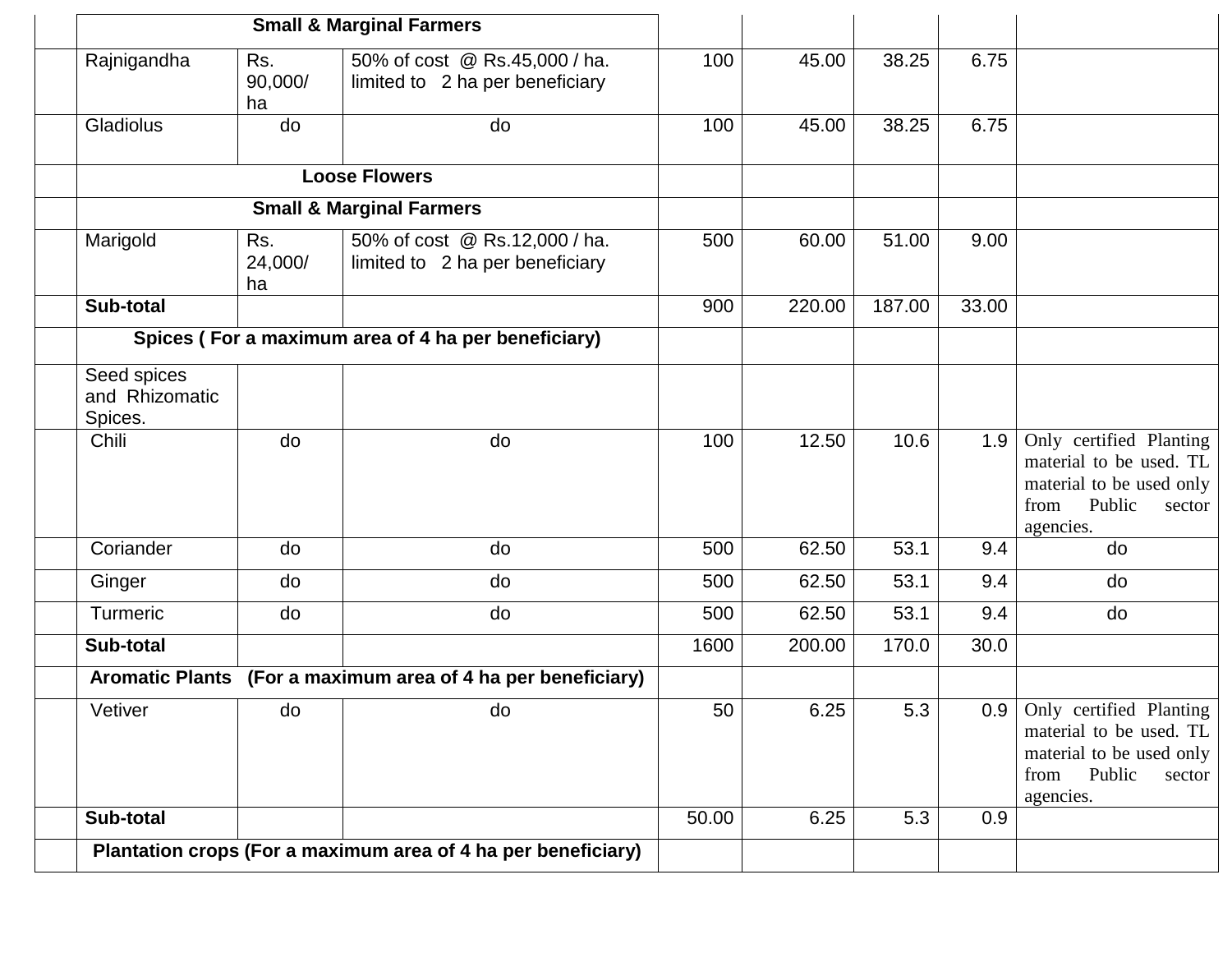| | | | | | | | | |
|---|---|---|---|---|---|---|---|---|
| | Small & Marginal Farmers | | | | | | | |
| | Rajnigandha | Rs. 90,000/ ha | 50% of cost @ Rs.45,000 / ha. limited to 2 ha per beneficiary | 100 | 45.00 | 38.25 | 6.75 | |
| | Gladiolus | do | do | 100 | 45.00 | 38.25 | 6.75 | |
| | Loose Flowers | | | | | | | |
| | Small & Marginal Farmers | | | | | | | |
| | Marigold | Rs. 24,000/ ha | 50% of cost @ Rs.12,000 / ha. limited to 2 ha per beneficiary | 500 | 60.00 | 51.00 | 9.00 | |
| | **Sub-total** | | | 900 | 220.00 | 187.00 | 33.00 | |
| | **Spices ( For a maximum area of 4 ha per beneficiary)** | | | | | | | |
| | Seed spices and Rhizomatic Spices. | | | | | | | |
| | Chili | do | do | 100 | 12.50 | 10.6 | 1.9 | Only certified Planting material to be used. TL material to be used only from Public sector agencies. |
| | Coriander | do | do | 500 | 62.50 | 53.1 | 9.4 | do |
| | Ginger | do | do | 500 | 62.50 | 53.1 | 9.4 | do |
| | Turmeric | do | do | 500 | 62.50 | 53.1 | 9.4 | do |
| | **Sub-total** | | | 1600 | 200.00 | 170.0 | 30.0 | |
| | **Aromatic Plants (For a maximum area of 4 ha per beneficiary)** | | | | | | | |
| | Vetiver | do | do | 50 | 6.25 | 5.3 | 0.9 | Only certified Planting material to be used. TL material to be used only from Public sector agencies. |
| | **Sub-total** | | | 50.00 | 6.25 | 5.3 | 0.9 | |
| | **Plantation crops (For a maximum area of 4 ha per beneficiary)** | | | | | | | |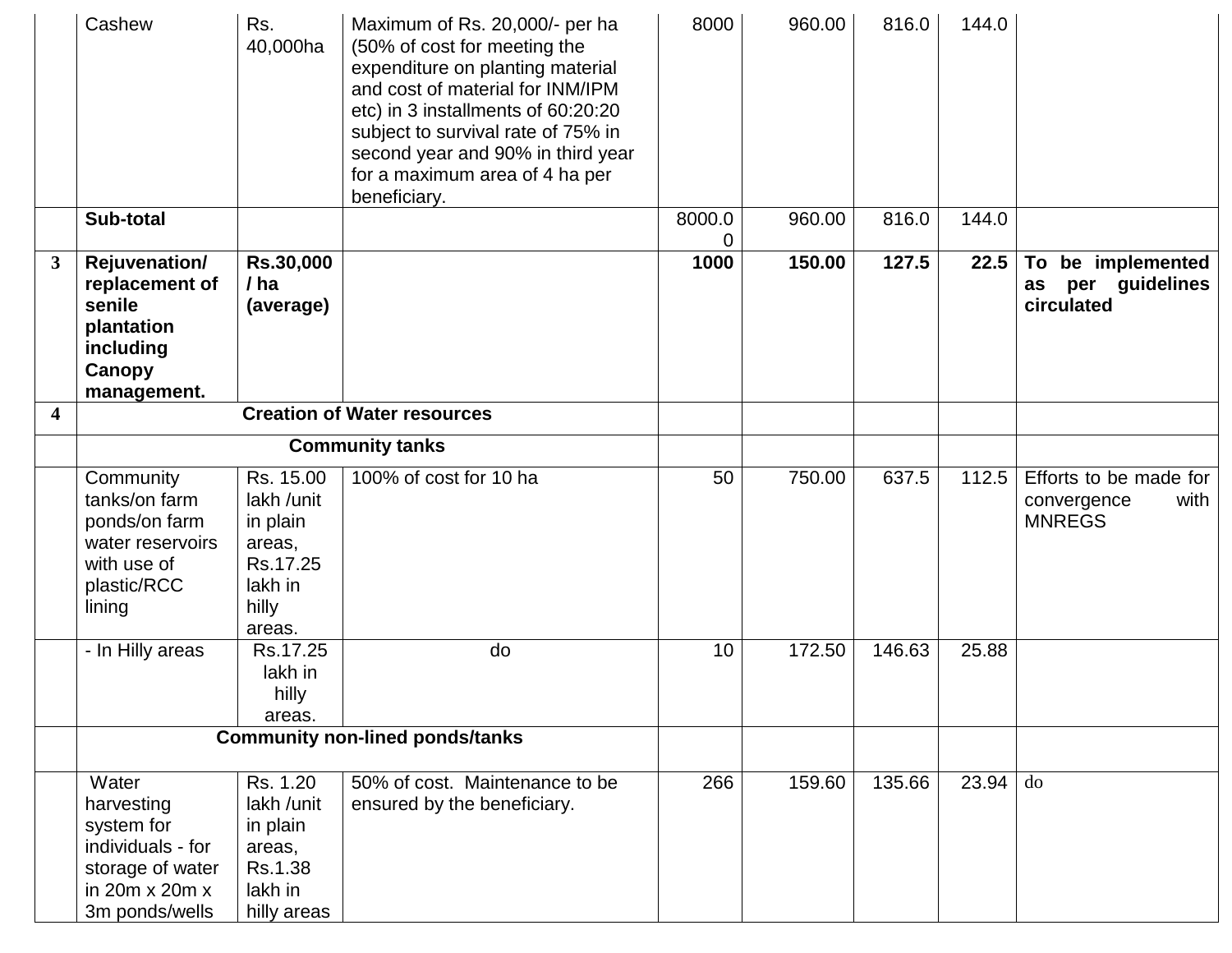| | | | | | | | | |
|---|---|---|---|---|---|---|---|---|
| | Cashew | Rs. 40,000ha | Maximum of Rs. 20,000/- per ha (50% of cost for meeting the expenditure on planting material and cost of material for INM/IPM etc) in 3 installments of 60:20:20 subject to survival rate of 75% in second year and 90% in third year for a maximum area of 4 ha per beneficiary. | 8000 | 960.00 | 816.0 | 144.0 | |
| | **Sub-total** | | | 8000.00 | 960.00 | 816.0 | 144.0 | |
| **3** | **Rejuvenation/ replacement of senile plantation including Canopy management.** | **Rs.30,000 / ha (average)** | | **1000** | **150.00** | **127.5** | **22.5** | **To be implemented as per guidelines circulated** |
| **4** | **Creation of Water resources** | | | | | | | |
| | **Community tanks** | | | | | | | |
| | Community tanks/on farm ponds/on farm water reservoirs with use of plastic/RCC lining | Rs. 15.00 lakh /unit in plain areas, Rs.17.25 lakh in hilly areas. | 100% of cost for 10 ha | 50 | 750.00 | 637.5 | 112.5 | Efforts to be made for convergence with MNREGS |
| | - In Hilly areas | Rs.17.25 lakh in hilly areas. | do | 10 | 172.50 | 146.63 | 25.88 | |
| | **Community non-lined ponds/tanks** | | | | | | | |
| | Water harvesting system for individuals - for storage of water in 20m x 20m x 3m ponds/wells | Rs. 1.20 lakh /unit in plain areas, Rs.1.38 lakh in hilly areas | 50% of cost. Maintenance to be ensured by the beneficiary. | 266 | 159.60 | 135.66 | 23.94 | do |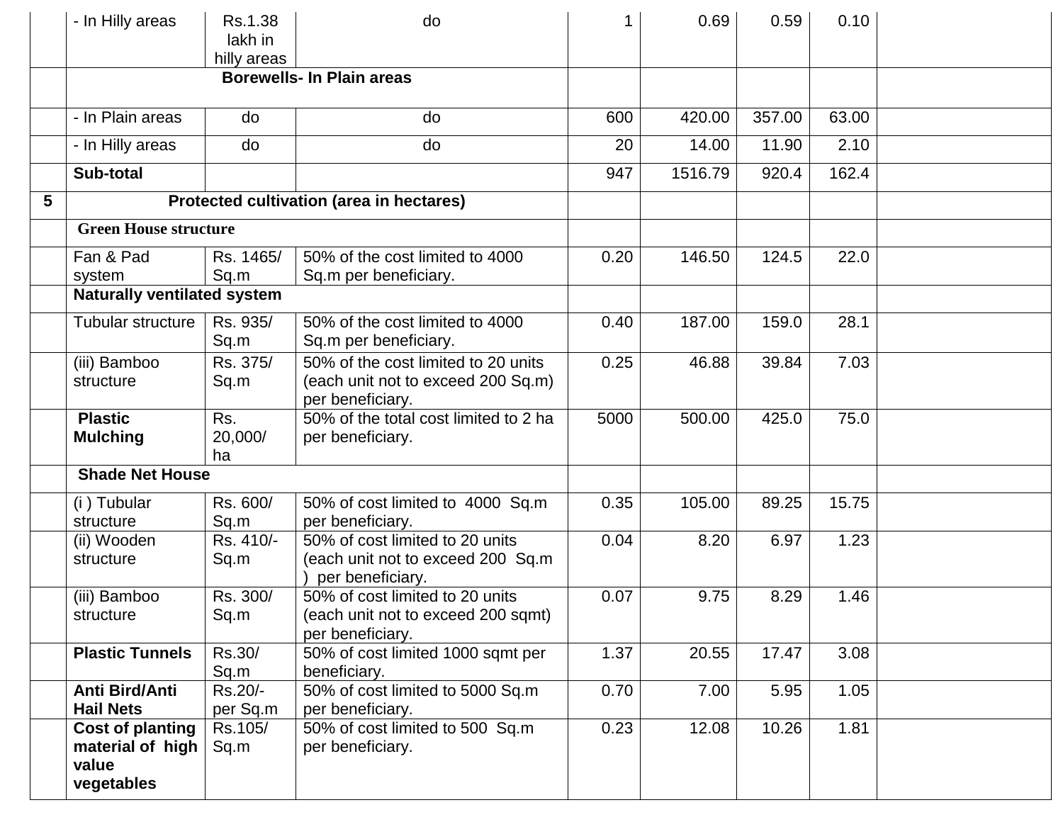| | | | | | | | | |
|---|---|---|---|---|---|---|---|---|
| | - In Hilly areas | Rs.1.38 lakh in hilly areas | do | 1 | 0.69 | 0.59 | 0.10 | |
| | **Borewells- In Plain areas** | | | | | | | |
| | - In Plain areas | do | do | 600 | 420.00 | 357.00 | 63.00 | |
| | - In Hilly areas | do | do | 20 | 14.00 | 11.90 | 2.10 | |
| | **Sub-total** | | | 947 | 1516.79 | 920.4 | 162.4 | |
| **5** | **Protected cultivation (area in hectares)** | | | | | | | |
| | **Green House structure** | | | | | | | |
| | Fan & Pad system | Rs. 1465/ Sq.m | 50% of the cost limited to 4000 Sq.m per beneficiary. | 0.20 | 146.50 | 124.5 | 22.0 | |
| | **Naturally ventilated system** | | | | | | | |
| | Tubular structure | Rs. 935/ Sq.m | 50% of the cost limited to 4000 Sq.m per beneficiary. | 0.40 | 187.00 | 159.0 | 28.1 | |
| | (iii) Bamboo structure | Rs. 375/ Sq.m | 50% of the cost limited to 20 units (each unit not to exceed 200 Sq.m) per beneficiary. | 0.25 | 46.88 | 39.84 | 7.03 | |
| | **Plastic Mulching** | Rs. 20,000/ ha | 50% of the total cost limited to 2 ha per beneficiary. | 5000 | 500.00 | 425.0 | 75.0 | |
| | **Shade Net House** | | | | | | | |
| | (i ) Tubular structure | Rs. 600/ Sq.m | 50% of cost limited to 4000 Sq.m per beneficiary. | 0.35 | 105.00 | 89.25 | 15.75 | |
| | (ii) Wooden structure | Rs. 410/- Sq.m | 50% of cost limited to 20 units (each unit not to exceed 200 Sq.m ) per beneficiary. | 0.04 | 8.20 | 6.97 | 1.23 | |
| | (iii) Bamboo structure | Rs. 300/ Sq.m | 50% of cost limited to 20 units (each unit not to exceed 200 sqmt) per beneficiary. | 0.07 | 9.75 | 8.29 | 1.46 | |
| | **Plastic Tunnels** | Rs.30/ Sq.m | 50% of cost limited 1000 sqmt per beneficiary. | 1.37 | 20.55 | 17.47 | 3.08 | |
| | **Anti Bird/Anti Hail Nets** | Rs.20/- per Sq.m | 50% of cost limited to 5000 Sq.m per beneficiary. | 0.70 | 7.00 | 5.95 | 1.05 | |
| | **Cost of planting material of high value vegetables** | Rs.105/ Sq.m | 50% of cost limited to 500 Sq.m per beneficiary. | 0.23 | 12.08 | 10.26 | 1.81 | |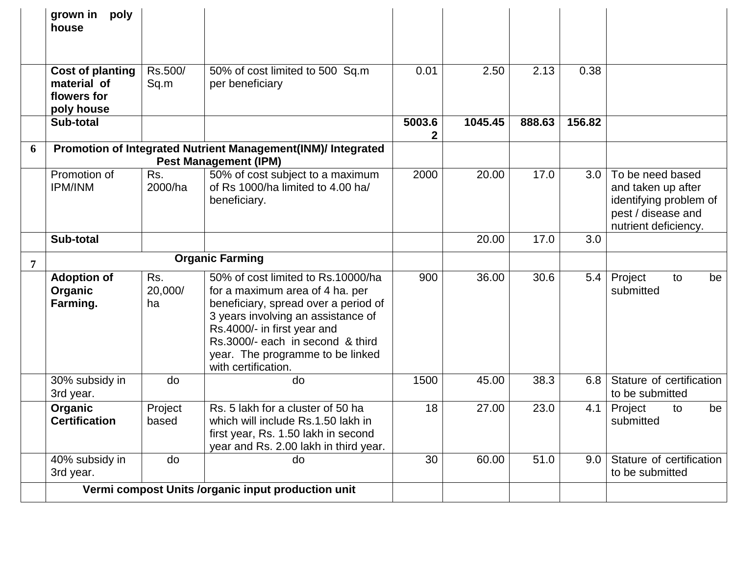| | | | | | | | | |
|---|---|---|---|---|---|---|---|---|
| | **grown in poly house** | | | | | | | |
| | **Cost of planting material of flowers for poly house** | Rs.500/ Sq.m | 50% of cost limited to 500 Sq.m per beneficiary | 0.01 | 2.50 | 2.13 | 0.38 | |
| | **Sub-total** | | | **5003.62** | **1045.45** | **888.63** | **156.82** | |
| **6** | **Promotion of Integrated Nutrient Management(INM)/ Integrated Pest Management (IPM)** | | | | | | | |
| | Promotion of IPM/INM | Rs. 2000/ha | 50% of cost subject to a maximum of Rs 1000/ha limited to 4.00 ha/ beneficiary. | 2000 | 20.00 | 17.0 | 3.0 | To be need based and taken up after identifying problem of pest / disease and nutrient deficiency. |
| | **Sub-total** | | | | 20.00 | 17.0 | 3.0 | |
| **7** | **Organic Farming** | | | | | | | |
| | **Adoption of Organic Farming.** | Rs. 20,000/ ha | 50% of cost limited to Rs.10000/ha for a maximum area of 4 ha. per beneficiary, spread over a period of 3 years involving an assistance of Rs.4000/- in first year and Rs.3000/- each in second & third year. The programme to be linked with certification. | 900 | 36.00 | 30.6 | 5.4 | Project to be submitted |
| | 30% subsidy in 3rd year. | do | do | 1500 | 45.00 | 38.3 | 6.8 | Stature of certification to be submitted |
| | **Organic Certification** | Project based | Rs. 5 lakh for a cluster of 50 ha which will include Rs.1.50 lakh in first year, Rs. 1.50 lakh in second year and Rs. 2.00 lakh in third year. | 18 | 27.00 | 23.0 | 4.1 | Project to be submitted |
| | 40% subsidy in 3rd year. | do | do | 30 | 60.00 | 51.0 | 9.0 | Stature of certification to be submitted |
| | **Vermi compost Units /organic input production unit** | | | | | | | |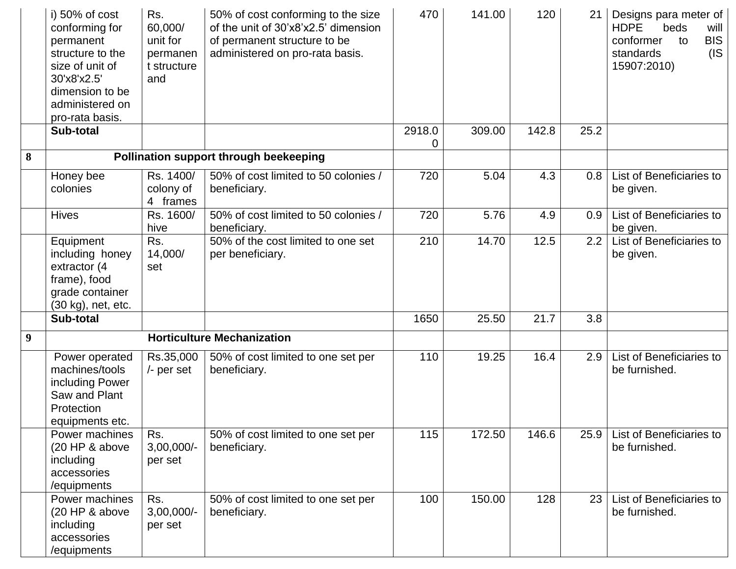| | | | | | | | | |
|---|---|---|---|---|---|---|---|---|
| | i) 50% of cost conforming for permanent structure to the size of unit of 30'x8'x2.5' dimension to be administered on pro-rata basis. | Rs. 60,000/ unit for permanent structure and | 50% of cost conforming to the size of the unit of 30’x8’x2.5’ dimension of permanent structure to be administered on pro-rata basis. | 470 | 141.00 | 120 | 21 | Designs para meter of HDPE beds will conformer to BIS standards (IS 15907:2010) |
| | **Sub-total** | | | 2918.00 | 309.00 | 142.8 | 25.2 | |
| **8** | **Pollination support through beekeeping** | | | | | | | |
| | Honey bee colonies | Rs. 1400/ colony of 4 frames | 50% of cost limited to 50 colonies / beneficiary. | 720 | 5.04 | 4.3 | 0.8 | List of Beneficiaries to be given. |
| | Hives | Rs. 1600/ hive | 50% of cost limited to 50 colonies / beneficiary. | 720 | 5.76 | 4.9 | 0.9 | List of Beneficiaries to be given. |
| | Equipment including honey extractor (4 frame), food grade container (30 kg), net, etc. | Rs. 14,000/ set | 50% of the cost limited to one set per beneficiary. | 210 | 14.70 | 12.5 | 2.2 | List of Beneficiaries to be given. |
| | **Sub-total** | | | 1650 | 25.50 | 21.7 | 3.8 | |
| **9** | **Horticulture Mechanization** | | | | | | | |
| | Power operated machines/tools including Power Saw and Plant Protection equipments etc. | Rs.35,000/- per set | 50% of cost limited to one set per beneficiary. | 110 | 19.25 | 16.4 | 2.9 | List of Beneficiaries to be furnished. |
| | Power machines (20 HP & above including accessories /equipments | Rs. 3,00,000/- per set | 50% of cost limited to one set per beneficiary. | 115 | 172.50 | 146.6 | 25.9 | List of Beneficiaries to be furnished. |
| | Power machines (20 HP & above including accessories /equipments | Rs. 3,00,000/- per set | 50% of cost limited to one set per beneficiary. | 100 | 150.00 | 128 | 23 | List of Beneficiaries to be furnished. |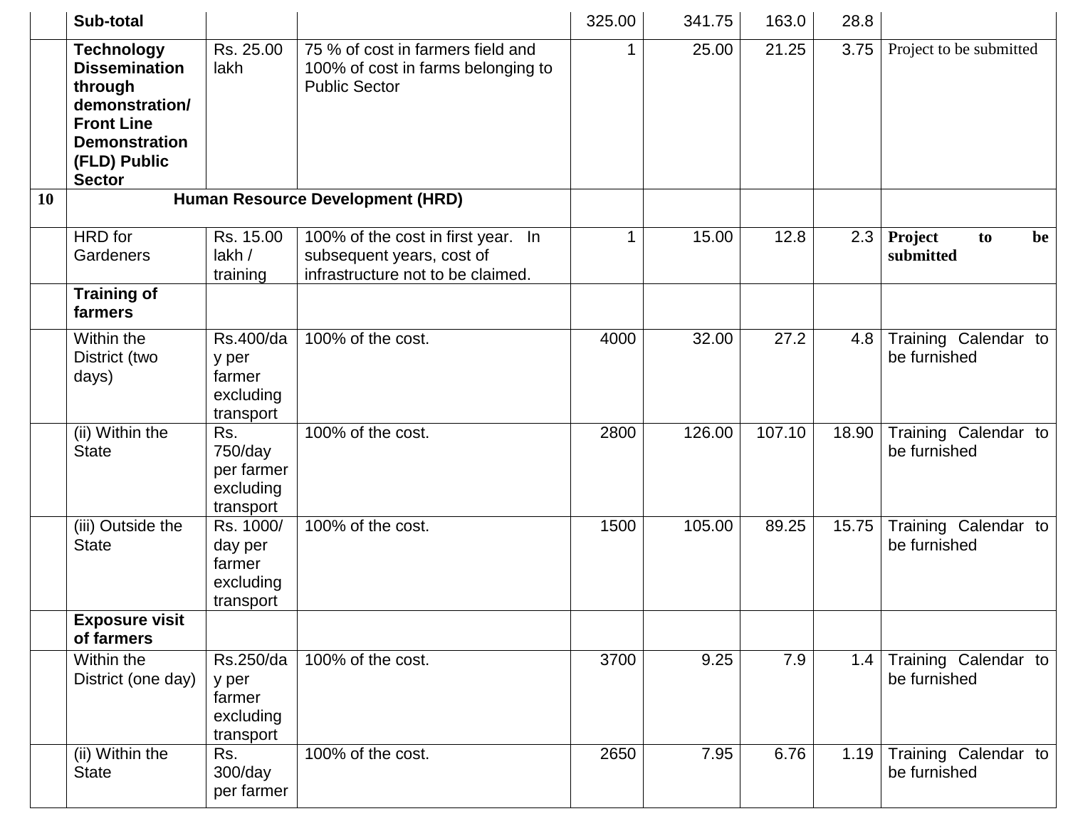| | | | | | | | | |
|---|---|---|---|---|---|---|---|---|
| | **Sub-total** | | | 325.00 | 341.75 | 163.0 | 28.8 | |
| | **Technology Dissemination through demonstration/ Front Line Demonstration (FLD) Public Sector** | Rs. 25.00 lakh | 75 % of cost in farmers field and 100% of cost in farms belonging to Public Sector | 1 | 25.00 | 21.25 | 3.75 | Project to be submitted |
| **10** | **Human Resource Development (HRD)** | | | | | | | |
| | HRD for Gardeners | Rs. 15.00 lakh / training | 100% of the cost in first year. In subsequent years, cost of infrastructure not to be claimed. | 1 | 15.00 | 12.8 | 2.3 | **Project to be submitted** |
| | **Training of farmers** | | | | | | | |
| | Within the District (two days) | Rs.400/day per farmer excluding transport | 100% of the cost. | 4000 | 32.00 | 27.2 | 4.8 | Training Calendar to be furnished |
| | (ii) Within the State | Rs. 750/day per farmer excluding transport | 100% of the cost. | 2800 | 126.00 | 107.10 | 18.90 | Training Calendar to be furnished |
| | (iii) Outside the State | Rs. 1000/ day per farmer excluding transport | 100% of the cost. | 1500 | 105.00 | 89.25 | 15.75 | Training Calendar to be furnished |
| | **Exposure visit of farmers** | | | | | | | |
| | Within the District (one day) | Rs.250/day per farmer excluding transport | 100% of the cost. | 3700 | 9.25 | 7.9 | 1.4 | Training Calendar to be furnished |
| | (ii) Within the State | Rs. 300/day per farmer | 100% of the cost. | 2650 | 7.95 | 6.76 | 1.19 | Training Calendar to be furnished |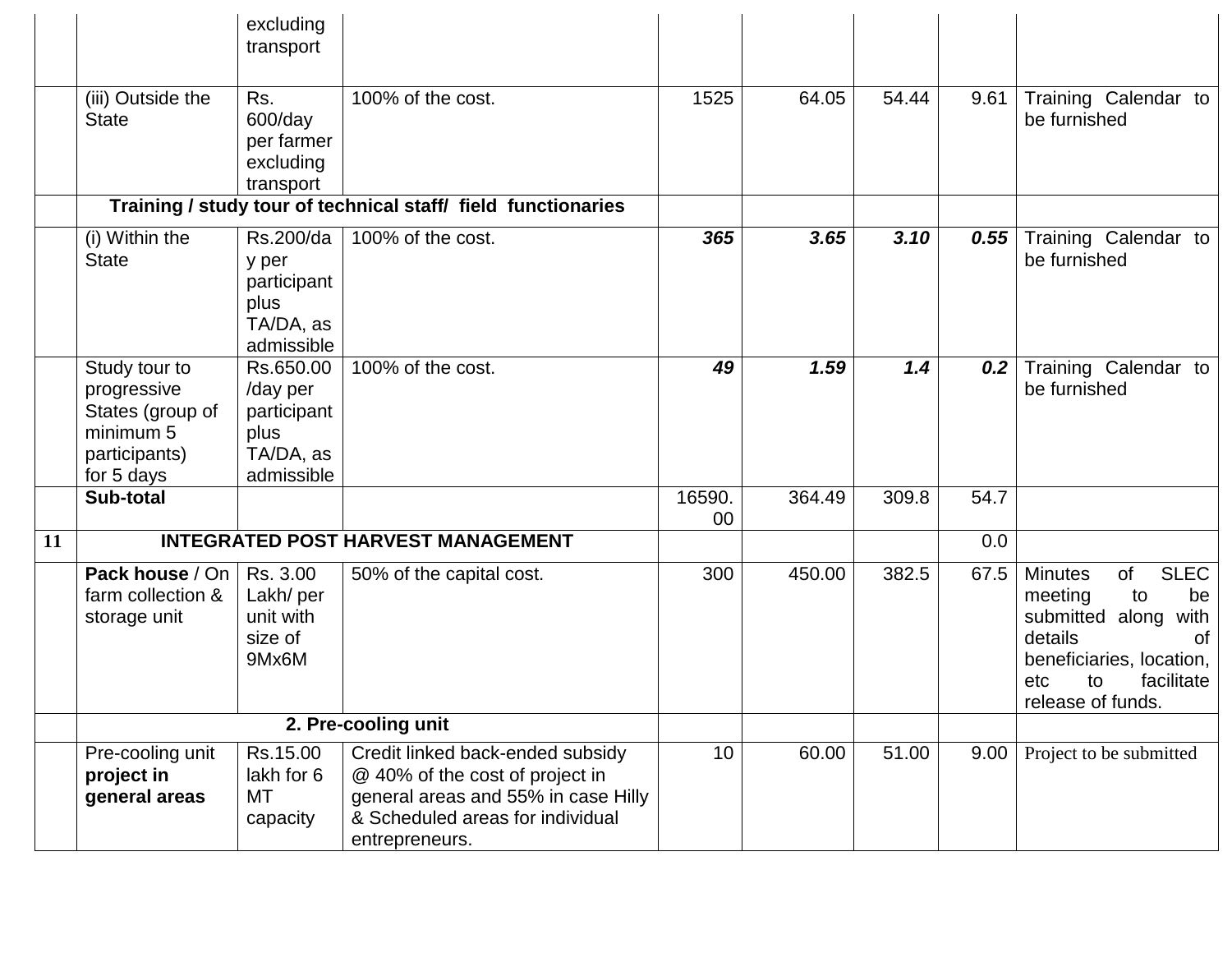| | | | | | | | | |
|---|---|---|---|---|---|---|---|---|
| | | excluding transport | | | | | | |
| | (iii) Outside the State | Rs. 600/day per farmer excluding transport | 100% of the cost. | 1525 | 64.05 | 54.44 | 9.61 | Training Calendar to be furnished |
| | **Training / study tour of technical staff/ field functionaries** | | | | | | | |
| | (i) Within the State | Rs.200/day per participant plus TA/DA, as admissible | 100% of the cost. | ***365*** | ***3.65*** | ***3.10*** | ***0.55*** | Training Calendar to be furnished |
| | Study tour to progressive States (group of minimum 5 participants) for 5 days | Rs.650.00 /day per participant plus TA/DA, as admissible | 100% of the cost. | ***49*** | ***1.59*** | ***1.4*** | ***0.2*** | Training Calendar to be furnished |
| | **Sub-total** | | | 16590.00 | 364.49 | 309.8 | 54.7 | |
| **11** | **INTEGRATED POST HARVEST MANAGEMENT** | | | | | | 0.0 | |
| | **Pack house** / On farm collection & storage unit | Rs. 3.00 Lakh/ per unit with size of 9Mx6M | 50% of the capital cost. | 300 | 450.00 | 382.5 | 67.5 | Minutes of SLEC meeting to be submitted along with details of beneficiaries, location, etc to facilitate release of funds. |
| | **2. Pre-cooling unit** | | | | | | | |
| | Pre-cooling unit **project in general areas** | Rs.15.00 lakh for 6 MT capacity | Credit linked back-ended subsidy @ 40% of the cost of project in general areas and 55% in case Hilly & Scheduled areas for individual entrepreneurs. | 10 | 60.00 | 51.00 | 9.00 | Project to be submitted |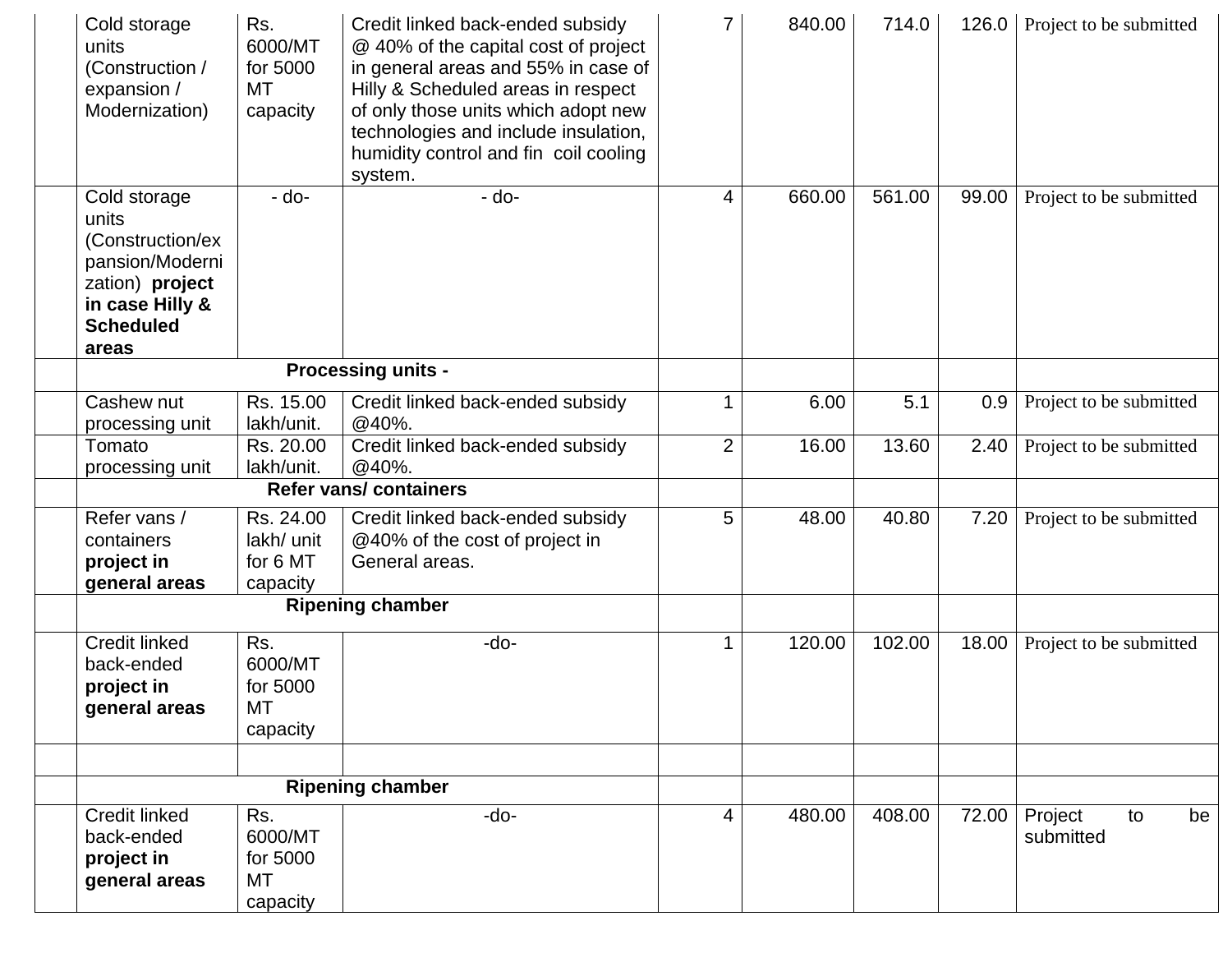| | | | | | | | | |
|---|---|---|---|---|---|---|---|---|
| | Cold storage units (Construction / expansion / Modernization) | Rs. 6000/MT for 5000 MT capacity | Credit linked back-ended subsidy @ 40% of the capital cost of project in general areas and 55% in case of Hilly & Scheduled areas in respect of only those units which adopt new technologies and include insulation, humidity control and fin coil cooling system. | 7 | 840.00 | 714.0 | 126.0 | Project to be submitted |
| | Cold storage units (Construction/expansion/Modernization) **project in case Hilly & Scheduled areas** | - do- | - do- | 4 | 660.00 | 561.00 | 99.00 | Project to be submitted |
| | **Processing units -** | | | | | | | |
| | Cashew nut processing unit | Rs. 15.00 lakh/unit. | Credit linked back-ended subsidy @40%. | 1 | 6.00 | 5.1 | 0.9 | Project to be submitted |
| | Tomato processing unit | Rs. 20.00 lakh/unit. | Credit linked back-ended subsidy @40%. | 2 | 16.00 | 13.60 | 2.40 | Project to be submitted |
| | **Refer vans/ containers** | | | | | | | |
| | Refer vans / containers **project in general areas** | Rs. 24.00 lakh/ unit for 6 MT capacity | Credit linked back-ended subsidy @40% of the cost of project in General areas. | 5 | 48.00 | 40.80 | 7.20 | Project to be submitted |
| | **Ripening chamber** | | | | | | | |
| | Credit linked back-ended **project in general areas** | Rs. 6000/MT for 5000 MT capacity | -do- | 1 | 120.00 | 102.00 | 18.00 | Project to be submitted |
| | | | | | | | | |
| | **Ripening chamber** | | | | | | | |
| | Credit linked back-ended **project in general areas** | Rs. 6000/MT for 5000 MT capacity | -do- | 4 | 480.00 | 408.00 | 72.00 | Project to be submitted |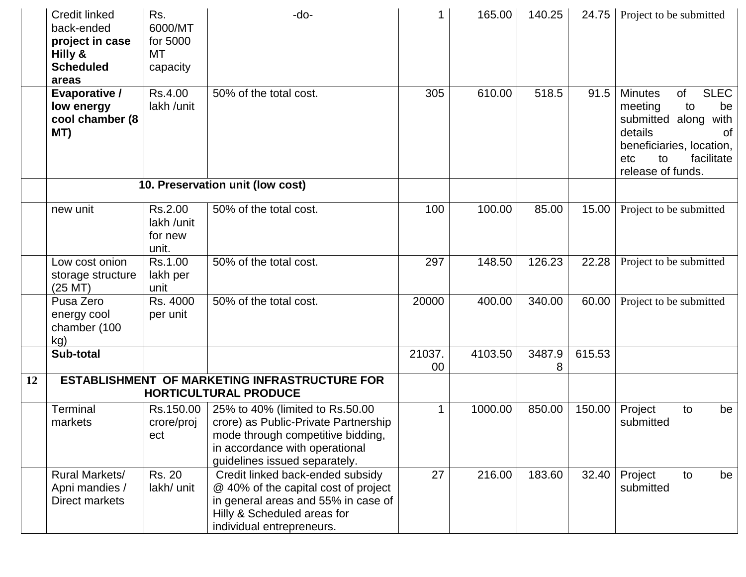| | | | | | | | | |
|---|---|---|---|---|---|---|---|---|
| | Credit linked back-ended **project in case Hilly & Scheduled areas** | Rs. 6000/MT for 5000 MT capacity | -do- | 1 | 165.00 | 140.25 | 24.75 | Project to be submitted |
| | **Evaporative / low energy cool chamber (8 MT)** | Rs.4.00 lakh /unit | 50% of the total cost. | 305 | 610.00 | 518.5 | 91.5 | Minutes of SLEC meeting to be submitted along with details of beneficiaries, location, etc to facilitate release of funds. |
| | **10. Preservation unit (low cost)** | | | | | | | |
| | new unit | Rs.2.00 lakh /unit for new unit. | 50% of the total cost. | 100 | 100.00 | 85.00 | 15.00 | Project to be submitted |
| | Low cost onion storage structure (25 MT) | Rs.1.00 lakh per unit | 50% of the total cost. | 297 | 148.50 | 126.23 | 22.28 | Project to be submitted |
| | Pusa Zero energy cool chamber (100 kg) | Rs. 4000 per unit | 50% of the total cost. | 20000 | 400.00 | 340.00 | 60.00 | Project to be submitted |
| | **Sub-total** | | | 21037.00 | 4103.50 | 3487.98 | 615.53 | |
| **12** | **ESTABLISHMENT OF MARKETING INFRASTRUCTURE FOR HORTICULTURAL PRODUCE** | | | | | | | |
| | Terminal markets | Rs.150.00 crore/project | 25% to 40% (limited to Rs.50.00 crore) as Public-Private Partnership mode through competitive bidding, in accordance with operational guidelines issued separately. | 1 | 1000.00 | 850.00 | 150.00 | Project to be submitted |
| | Rural Markets/ Apni mandies / Direct markets | Rs. 20 lakh/ unit | Credit linked back-ended subsidy @ 40% of the capital cost of project in general areas and 55% in case of Hilly & Scheduled areas for individual entrepreneurs. | 27 | 216.00 | 183.60 | 32.40 | Project to be submitted |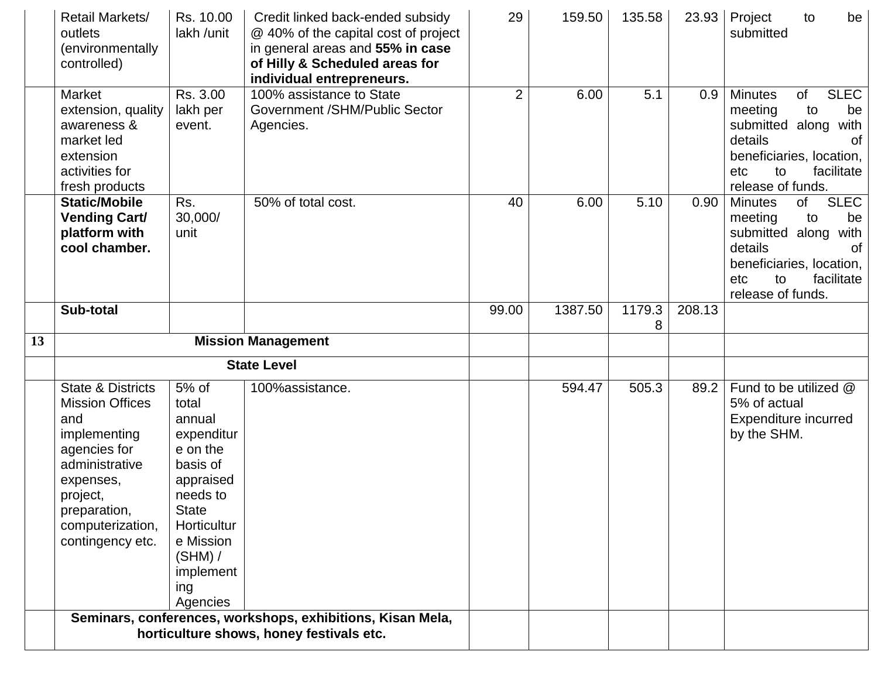| | | | | | | | | |
|---|---|---|---|---|---|---|---|---|
| | Retail Markets/ outlets (environmentally controlled) | Rs. 10.00 lakh /unit | Credit linked back-ended subsidy @ 40% of the capital cost of project in general areas and **55% in case of Hilly & Scheduled areas for individual entrepreneurs.** | 29 | 159.50 | 135.58 | 23.93 | Project to be submitted |
| | Market extension, quality awareness & market led extension activities for fresh products | Rs. 3.00 lakh per event. | 100% assistance to State Government /SHM/Public Sector Agencies. | 2 | 6.00 | 5.1 | 0.9 | Minutes of SLEC meeting to be submitted along with details of beneficiaries, location, etc to facilitate release of funds. |
| | **Static/Mobile Vending Cart/ platform with cool chamber.** | Rs. 30,000/ unit | 50% of total cost. | 40 | 6.00 | 5.10 | 0.90 | Minutes of SLEC meeting to be submitted along with details of beneficiaries, location, etc to facilitate release of funds. |
| | **Sub-total** | | | 99.00 | 1387.50 | 1179.38 | 208.13 | |
| **13** | **Mission Management** | | | | | | | |
| | **State Level** | | | | | | | |
| | State & Districts Mission Offices and implementing agencies for administrative expenses, project, preparation, computerization, contingency etc. | 5% of total annual expenditure on the basis of appraised needs to State Horticulture Mission (SHM) / implementing Agencies | 100%assistance. | | 594.47 | 505.3 | 89.2 | Fund to be utilized @ 5% of actual Expenditure incurred by the SHM. |
| | **Seminars, conferences, workshops, exhibitions, Kisan Mela, horticulture shows, honey festivals etc.** | | | | | | | |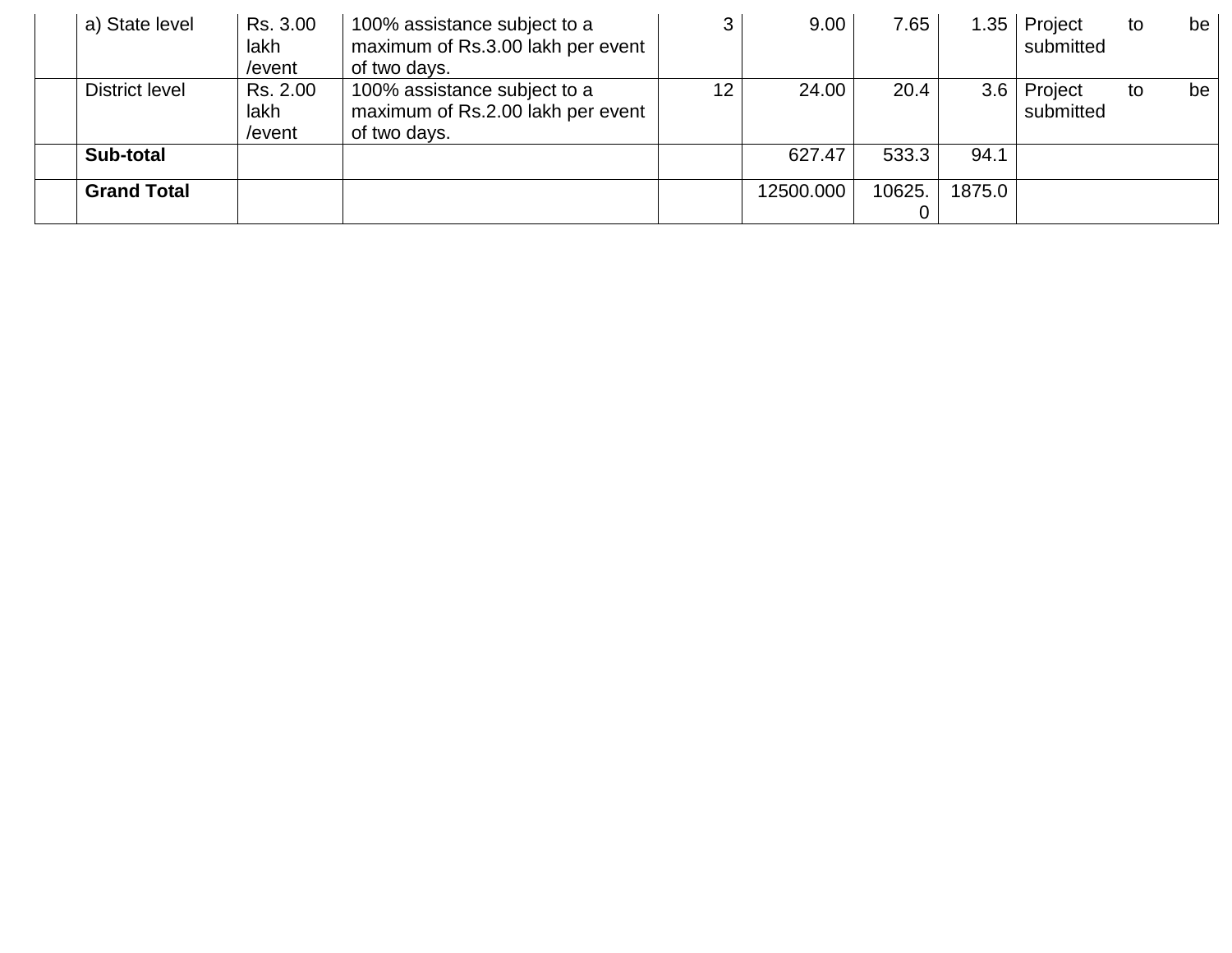| | | | | | | | | |
|---|---|---|---|---|---|---|---|---|
| | a) State level | Rs. 3.00 lakh /event | 100% assistance subject to a maximum of Rs.3.00 lakh per event of two days. | 3 | 9.00 | 7.65 | 1.35 | Project to be submitted |
| | District level | Rs. 2.00 lakh /event | 100% assistance subject to a maximum of Rs.2.00 lakh per event of two days. | 12 | 24.00 | 20.4 | 3.6 | Project to be submitted |
| | **Sub-total** | | | | 627.47 | 533.3 | 94.1 | |
| | **Grand Total** | | | | 12500.000 | 10625.0 | 1875.0 | |